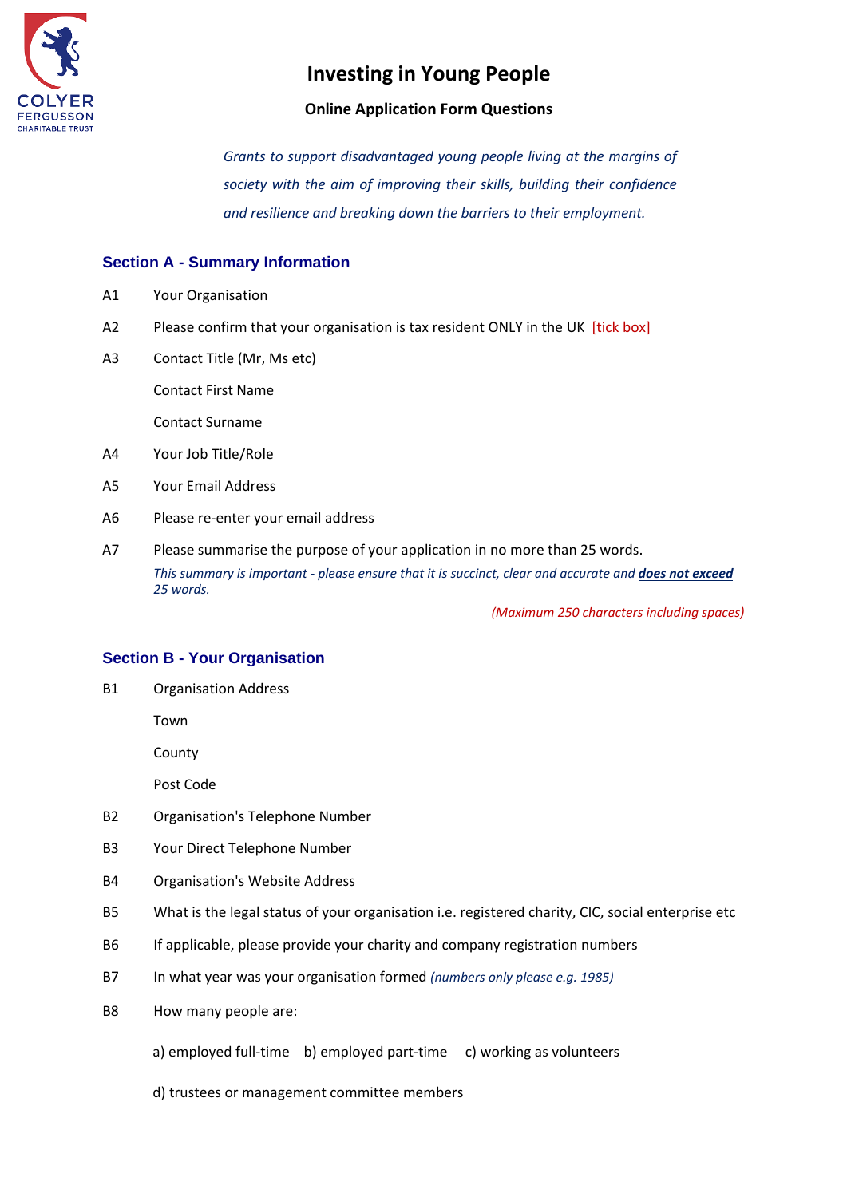COLYER FERGUSSON CHARITABLE TRUST

# Investing in Young People

## Online Application Form Questions

*Grants to support disadvantaged young people living at the margins of society with the aim of improving their skills, building their confidence and resilience and breaking down the barriers to their employment.*

### Section A - Summary Information

A1 Your Organisation

A2 Please confirm that your organisation is tax resident ONLY in the UK [tick box]

A3 Contact Title (Mr, Ms etc)

Contact First Name

Contact Surname

A4 Your Job Title/Role

A5 Your Email Address

A6 Please re-enter your email address

A7 Please summarise the purpose of your application in no more than 25 words.
*This summary is important - please ensure that it is succinct, clear and accurate and* ***does not exceed*** *25 words.*

*(Maximum 250 characters including spaces)*

### Section B - Your Organisation

B1 Organisation Address

Town

County

Post Code

B2 Organisation's Telephone Number

B3 Your Direct Telephone Number

B4 Organisation's Website Address

B5 What is the legal status of your organisation i.e. registered charity, CIC, social enterprise etc

B6 If applicable, please provide your charity and company registration numbers

B7 In what year was your organisation formed *(numbers only please e.g. 1985)*

B8 How many people are:

a) employed full-time b) employed part-time c) working as volunteers

d) trustees or management committee members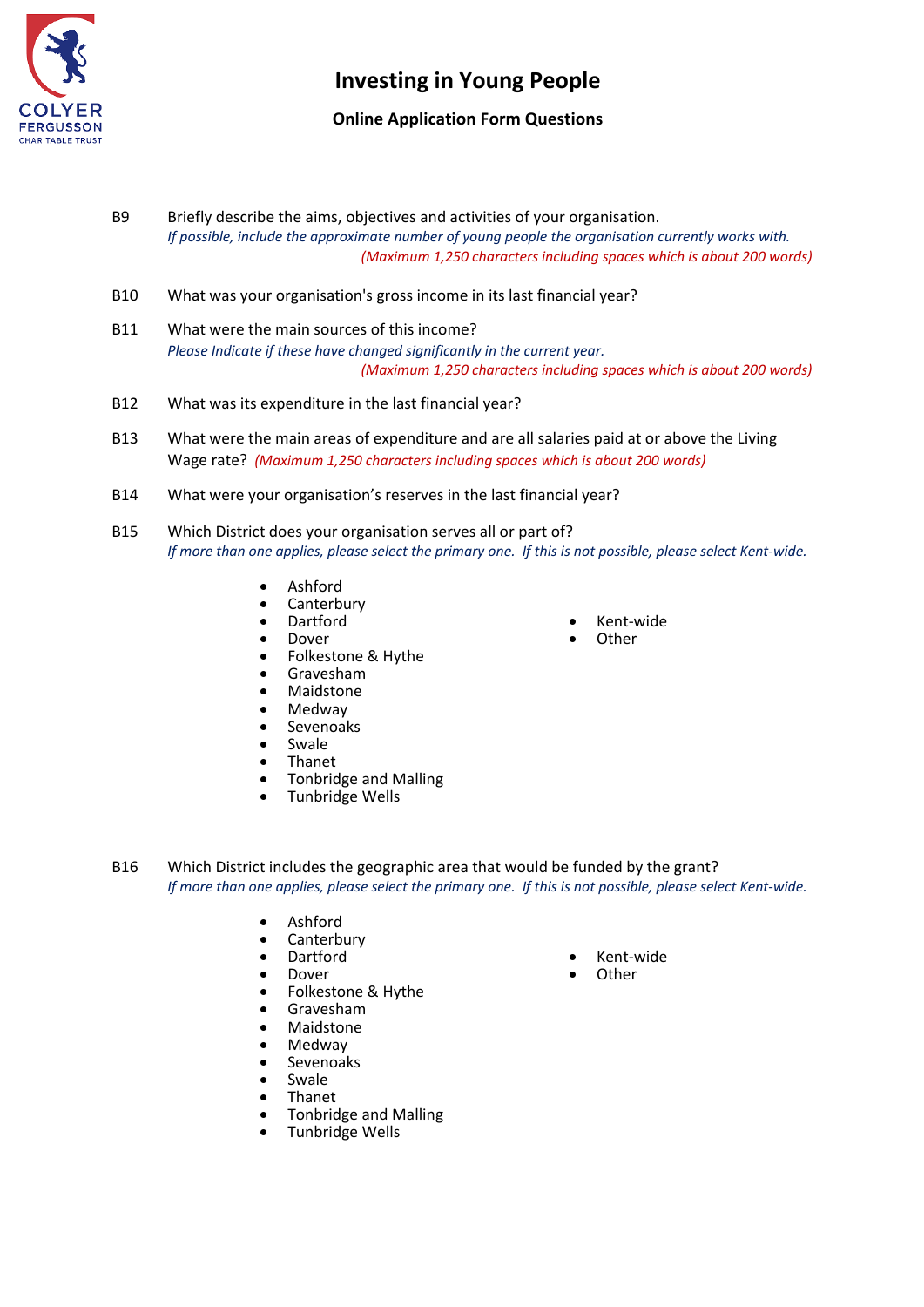# Investing in Young People

## Online Application Form Questions

**B9** Briefly describe the aims, objectives and activities of your organisation.
*If possible, include the approximate number of young people the organisation currently works with.*
*(Maximum 1,250 characters including spaces which is about 200 words)*

**B10** What was your organisation's gross income in its last financial year?

**B11** What were the main sources of this income?
*Please Indicate if these have changed significantly in the current year.*
*(Maximum 1,250 characters including spaces which is about 200 words)*

**B12** What was its expenditure in the last financial year?

**B13** What were the main areas of expenditure and are all salaries paid at or above the Living Wage rate? *(Maximum 1,250 characters including spaces which is about 200 words)*

**B14** What were your organisation's reserves in the last financial year?

**B15** Which District does your organisation serves all or part of?
*If more than one applies, please select the primary one. If this is not possible, please select Kent-wide.*

- Ashford
- Canterbury
- Dartford
- Dover
- Folkestone & Hythe
- Gravesham
- Maidstone
- Medway
- Sevenoaks
- Swale
- Thanet
- Tonbridge and Malling
- Tunbridge Wells
- Kent-wide
- Other

**B16** Which District includes the geographic area that would be funded by the grant?
*If more than one applies, please select the primary one. If this is not possible, please select Kent-wide.*

- Ashford
- Canterbury
- Dartford
- Dover
- Folkestone & Hythe
- Gravesham
- Maidstone
- Medway
- Sevenoaks
- Swale
- Thanet
- Tonbridge and Malling
- Tunbridge Wells
- Kent-wide
- Other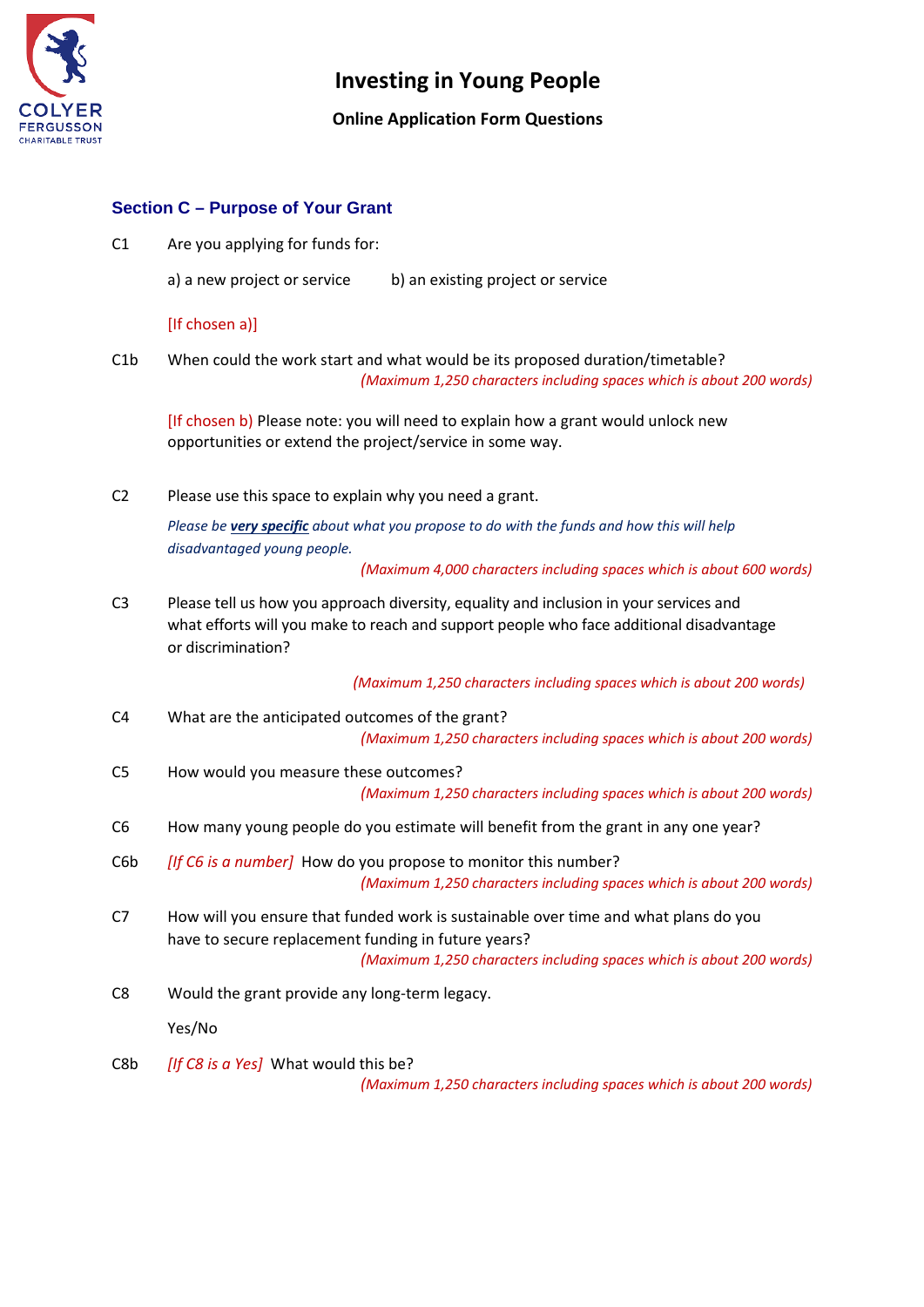# Investing in Young People

**Online Application Form Questions**

## Section C – Purpose of Your Grant

C1 Are you applying for funds for:

a) a new project or service  b) an existing project or service

[If chosen a)]

C1b When could the work start and what would be its proposed duration/timetable?
*(Maximum 1,250 characters including spaces which is about 200 words)*

[If chosen b)] Please note: you will need to explain how a grant would unlock new opportunities or extend the project/service in some way.

C2 Please use this space to explain why you need a grant.

*Please be **very specific** about what you propose to do with the funds and how this will help disadvantaged young people.*

*(Maximum 4,000 characters including spaces which is about 600 words)*

C3 Please tell us how you approach diversity, equality and inclusion in your services and what efforts will you make to reach and support people who face additional disadvantage or discrimination?

*(Maximum 1,250 characters including spaces which is about 200 words)*

C4 What are the anticipated outcomes of the grant?
*(Maximum 1,250 characters including spaces which is about 200 words)*

C5 How would you measure these outcomes?
*(Maximum 1,250 characters including spaces which is about 200 words)*

C6 How many young people do you estimate will benefit from the grant in any one year?

C6b *[If C6 is a number]* How do you propose to monitor this number?
*(Maximum 1,250 characters including spaces which is about 200 words)*

C7 How will you ensure that funded work is sustainable over time and what plans do you have to secure replacement funding in future years?
*(Maximum 1,250 characters including spaces which is about 200 words)*

C8 Would the grant provide any long-term legacy.

Yes/No

C8b *[If C8 is a Yes]* What would this be?
*(Maximum 1,250 characters including spaces which is about 200 words)*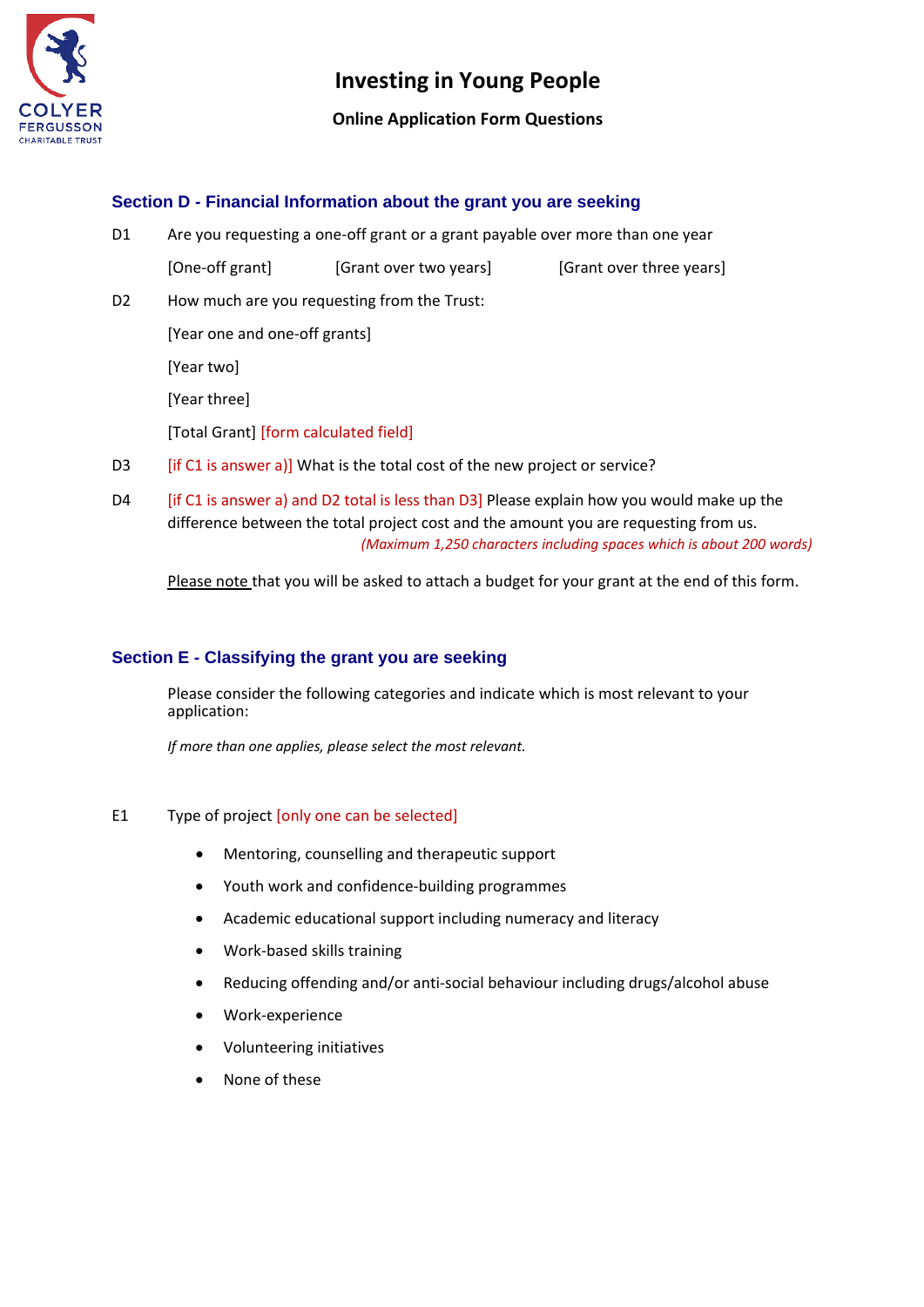# Investing in Young People

**Online Application Form Questions**

## Section D - Financial Information about the grant you are seeking

D1 Are you requesting a one-off grant or a grant payable over more than one year

[One-off grant] [Grant over two years] [Grant over three years]

D2 How much are you requesting from the Trust:

[Year one and one-off grants]

[Year two]

[Year three]

[Total Grant] [form calculated field]

D3 [if C1 is answer a)] What is the total cost of the new project or service?

D4 [if C1 is answer a) and D2 total is less than D3] Please explain how you would make up the difference between the total project cost and the amount you are requesting from us.

*(Maximum 1,250 characters including spaces which is about 200 words)*

Please note that you will be asked to attach a budget for your grant at the end of this form.

## Section E - Classifying the grant you are seeking

Please consider the following categories and indicate which is most relevant to your application:

*If more than one applies, please select the most relevant.*

E1 Type of project [only one can be selected]

- Mentoring, counselling and therapeutic support
- Youth work and confidence-building programmes
- Academic educational support including numeracy and literacy
- Work-based skills training
- Reducing offending and/or anti-social behaviour including drugs/alcohol abuse
- Work-experience
- Volunteering initiatives
- None of these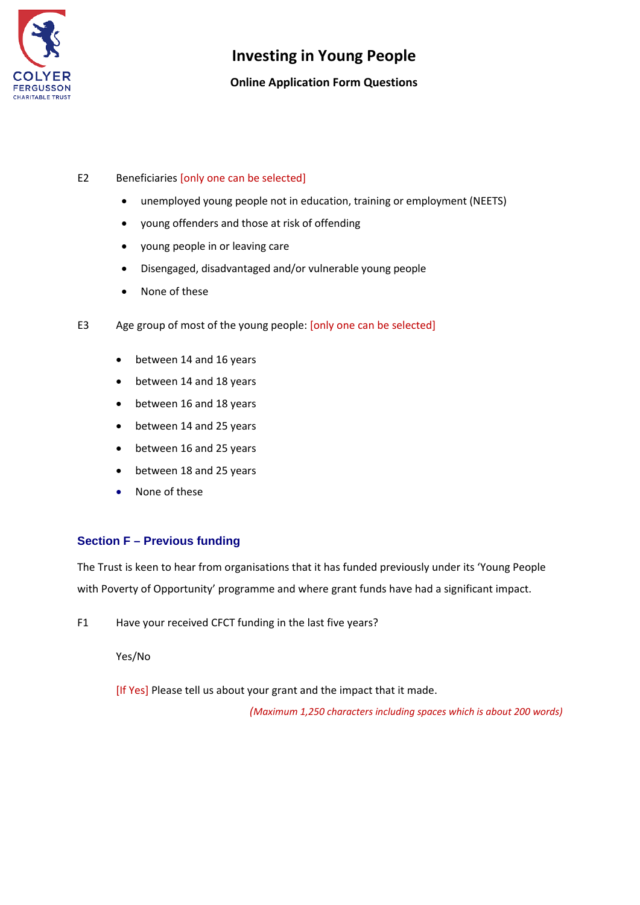E2 Beneficiaries [only one can be selected]

- unemployed young people not in education, training or employment (NEETS)
- young offenders and those at risk of offending
- young people in or leaving care
- Disengaged, disadvantaged and/or vulnerable young people
- None of these

E3 Age group of most of the young people: [only one can be selected]

- between 14 and 16 years
- between 14 and 18 years
- between 16 and 18 years
- between 14 and 25 years
- between 16 and 25 years
- between 18 and 25 years
- None of these

## Section F – Previous funding

The Trust is keen to hear from organisations that it has funded previously under its 'Young People with Poverty of Opportunity' programme and where grant funds have had a significant impact.

F1 Have your received CFCT funding in the last five years?

Yes/No

[If Yes] Please tell us about your grant and the impact that it made.

*(Maximum 1,250 characters including spaces which is about 200 words)*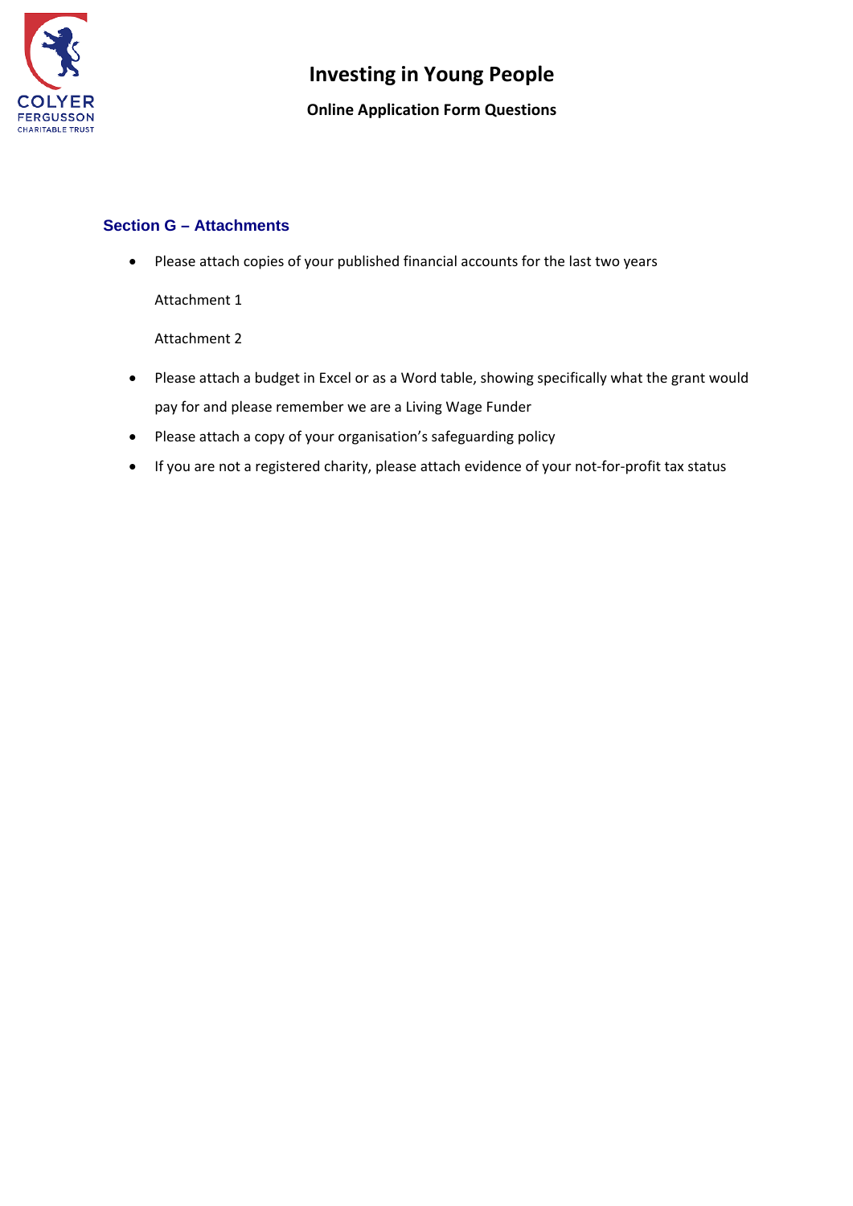# Investing in Young People

**Online Application Form Questions**

## Section G – Attachments

- Please attach copies of your published financial accounts for the last two years

  Attachment 1

  Attachment 2

- Please attach a budget in Excel or as a Word table, showing specifically what the grant would pay for and please remember we are a Living Wage Funder
- Please attach a copy of your organisation's safeguarding policy
- If you are not a registered charity, please attach evidence of your not-for-profit tax status